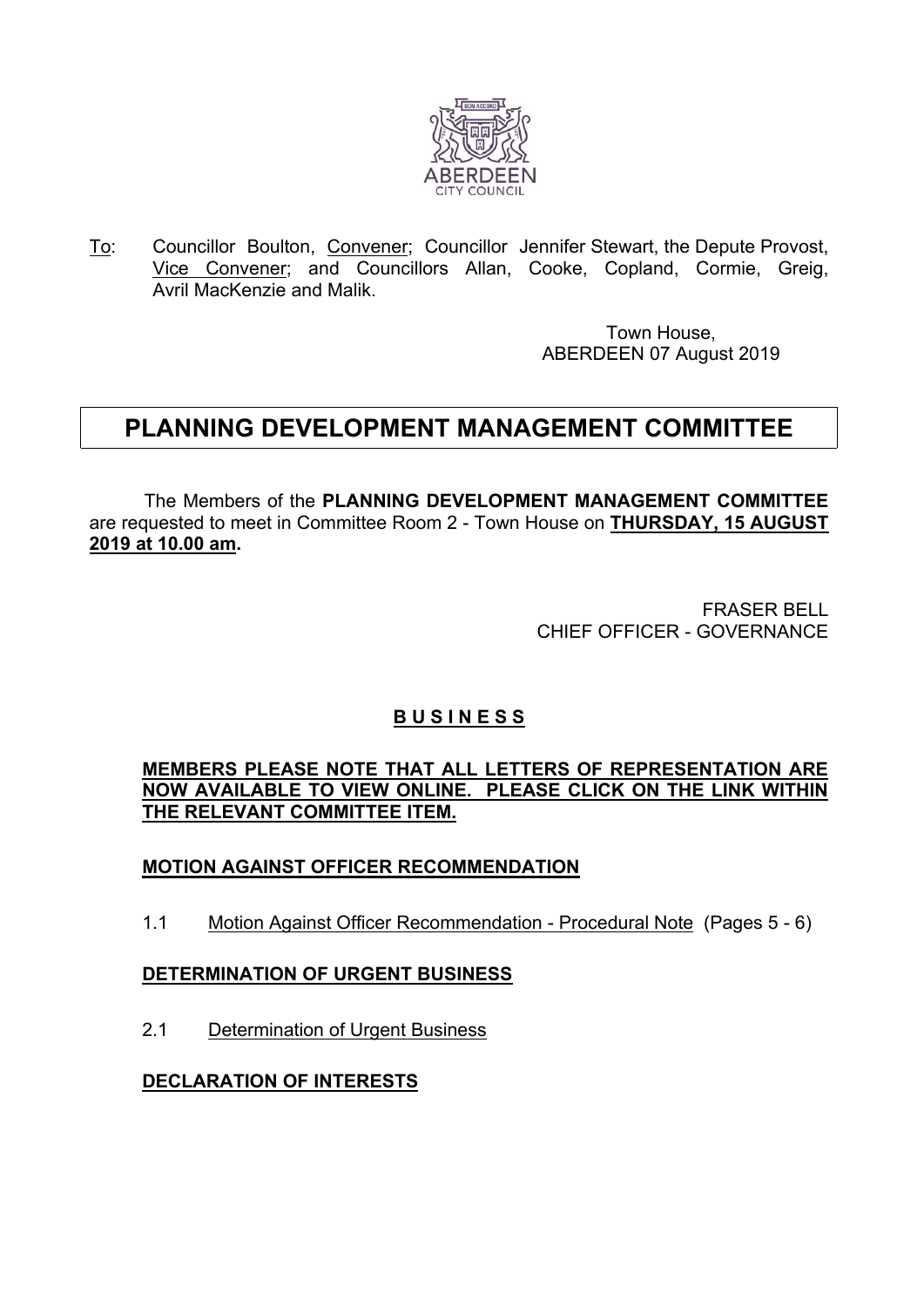To: Councillor Boulton, Convener; Councillor Jennifer Stewart, the Depute Provost, Vice Convener; and Councillors Allan, Cooke, Copland, Cormie, Greig, Avril MacKenzie and Malik.

Town House,
ABERDEEN 07 August 2019

# PLANNING DEVELOPMENT MANAGEMENT COMMITTEE

The Members of the **PLANNING DEVELOPMENT MANAGEMENT COMMITTEE** are requested to meet in Committee Room 2 - Town House on **THURSDAY, 15 AUGUST 2019 at 10.00 am.**

FRASER BELL
CHIEF OFFICER - GOVERNANCE

## B U S I N E S S

**MEMBERS PLEASE NOTE THAT ALL LETTERS OF REPRESENTATION ARE NOW AVAILABLE TO VIEW ONLINE. PLEASE CLICK ON THE LINK WITHIN THE RELEVANT COMMITTEE ITEM.**

### MOTION AGAINST OFFICER RECOMMENDATION

1.1 Motion Against Officer Recommendation - Procedural Note (Pages 5 - 6)

### DETERMINATION OF URGENT BUSINESS

2.1 Determination of Urgent Business

### DECLARATION OF INTERESTS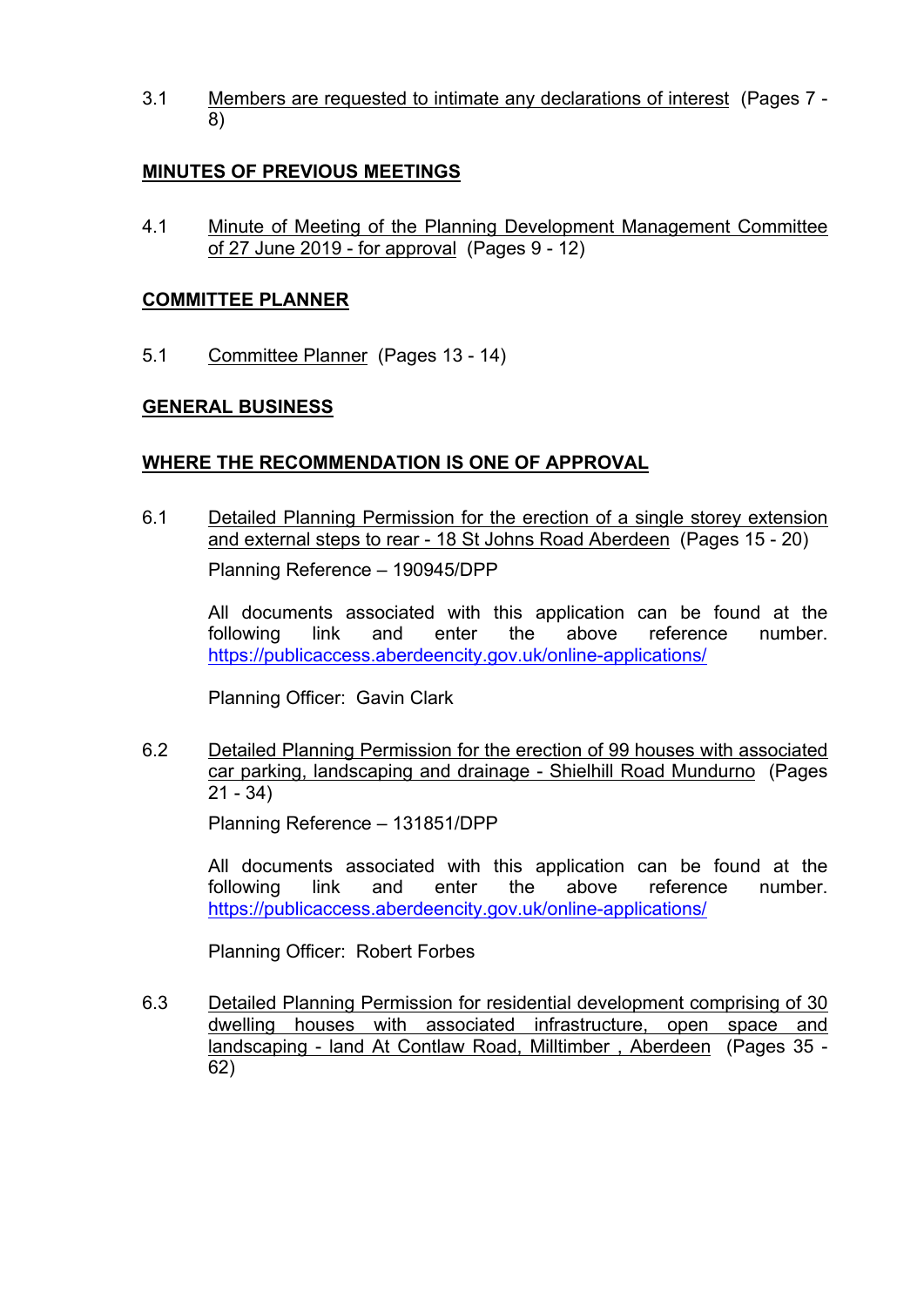3.1 Members are requested to intimate any declarations of interest (Pages 7 - 8)

**MINUTES OF PREVIOUS MEETINGS**

4.1 Minute of Meeting of the Planning Development Management Committee of 27 June 2019 - for approval (Pages 9 - 12)

**COMMITTEE PLANNER**

5.1 Committee Planner (Pages 13 - 14)

**GENERAL BUSINESS**

**WHERE THE RECOMMENDATION IS ONE OF APPROVAL**

6.1 Detailed Planning Permission for the erection of a single storey extension and external steps to rear - 18 St Johns Road Aberdeen (Pages 15 - 20)

Planning Reference – 190945/DPP

All documents associated with this application can be found at the following link and enter the above reference number. https://publicaccess.aberdeencity.gov.uk/online-applications/

Planning Officer: Gavin Clark

6.2 Detailed Planning Permission for the erection of 99 houses with associated car parking, landscaping and drainage - Shielhill Road Mundurno (Pages 21 - 34)

Planning Reference – 131851/DPP

All documents associated with this application can be found at the following link and enter the above reference number. https://publicaccess.aberdeencity.gov.uk/online-applications/

Planning Officer: Robert Forbes

6.3 Detailed Planning Permission for residential development comprising of 30 dwelling houses with associated infrastructure, open space and landscaping - land At Contlaw Road, Milltimber , Aberdeen (Pages 35 - 62)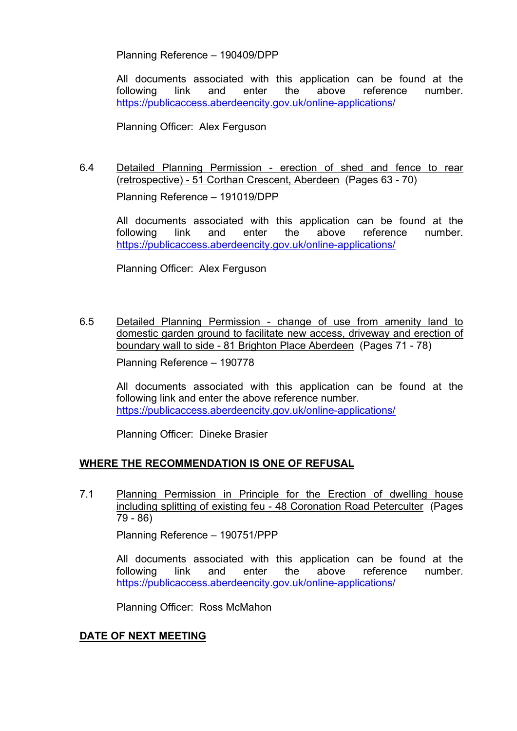Planning Reference – 190409/DPP

All documents associated with this application can be found at the following link and enter the above reference number. https://publicaccess.aberdeencity.gov.uk/online-applications/

Planning Officer: Alex Ferguson

6.4 Detailed Planning Permission - erection of shed and fence to rear (retrospective) - 51 Corthan Crescent, Aberdeen (Pages 63 - 70)

Planning Reference – 191019/DPP

All documents associated with this application can be found at the following link and enter the above reference number. https://publicaccess.aberdeencity.gov.uk/online-applications/

Planning Officer: Alex Ferguson

6.5 Detailed Planning Permission - change of use from amenity land to domestic garden ground to facilitate new access, driveway and erection of boundary wall to side - 81 Brighton Place Aberdeen (Pages 71 - 78)

Planning Reference – 190778

All documents associated with this application can be found at the following link and enter the above reference number. https://publicaccess.aberdeencity.gov.uk/online-applications/

Planning Officer: Dineke Brasier

## WHERE THE RECOMMENDATION IS ONE OF REFUSAL

7.1 Planning Permission in Principle for the Erection of dwelling house including splitting of existing feu - 48 Coronation Road Peterculter (Pages 79 - 86)

Planning Reference – 190751/PPP

All documents associated with this application can be found at the following link and enter the above reference number. https://publicaccess.aberdeencity.gov.uk/online-applications/

Planning Officer: Ross McMahon

## DATE OF NEXT MEETING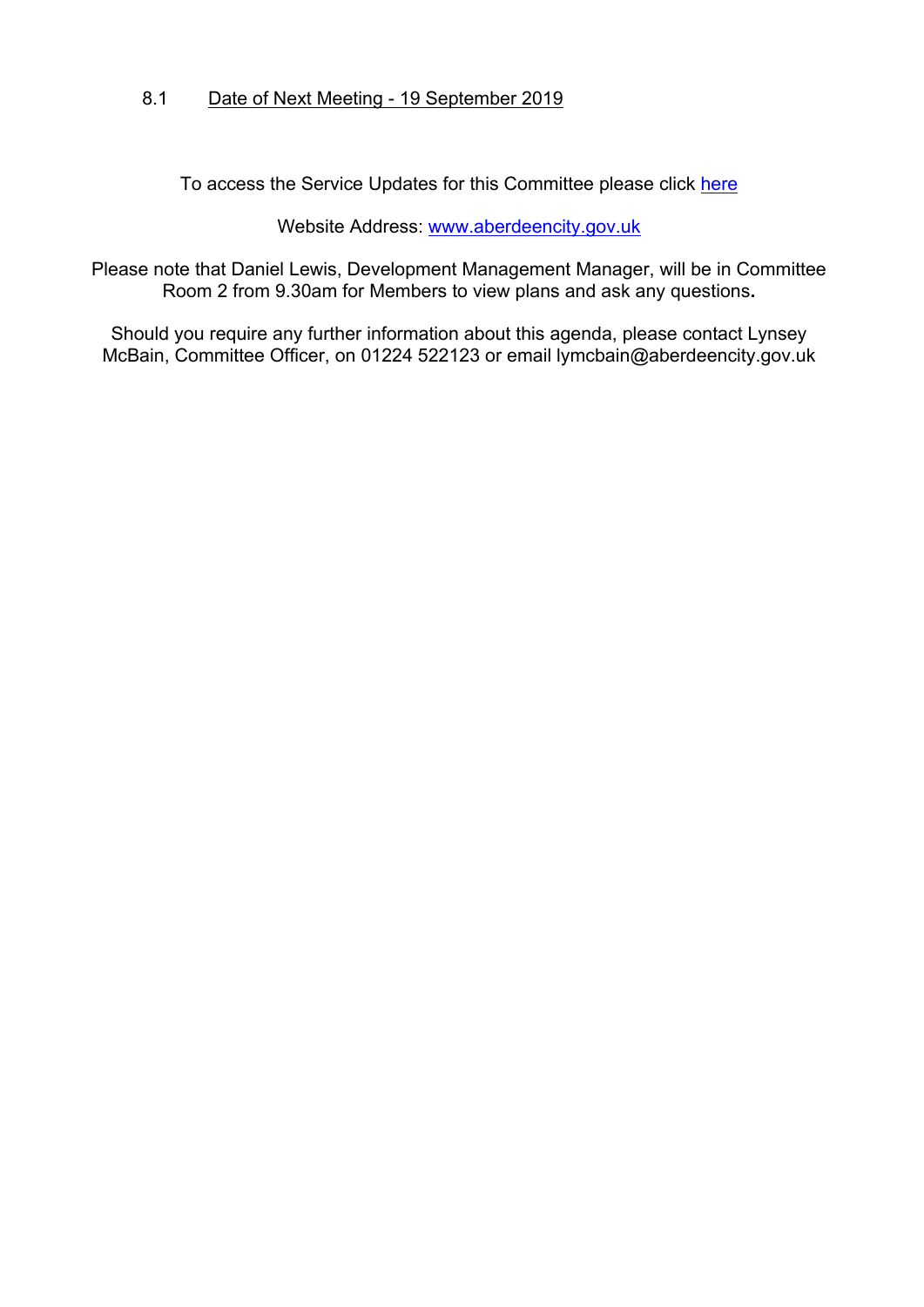8.1 Date of Next Meeting - 19 September 2019

To access the Service Updates for this Committee please click here

Website Address: www.aberdeencity.gov.uk

Please note that Daniel Lewis, Development Management Manager, will be in Committee Room 2 from 9.30am for Members to view plans and ask any questions**.**

Should you require any further information about this agenda, please contact Lynsey McBain, Committee Officer, on 01224 522123 or email lymcbain@aberdeencity.gov.uk